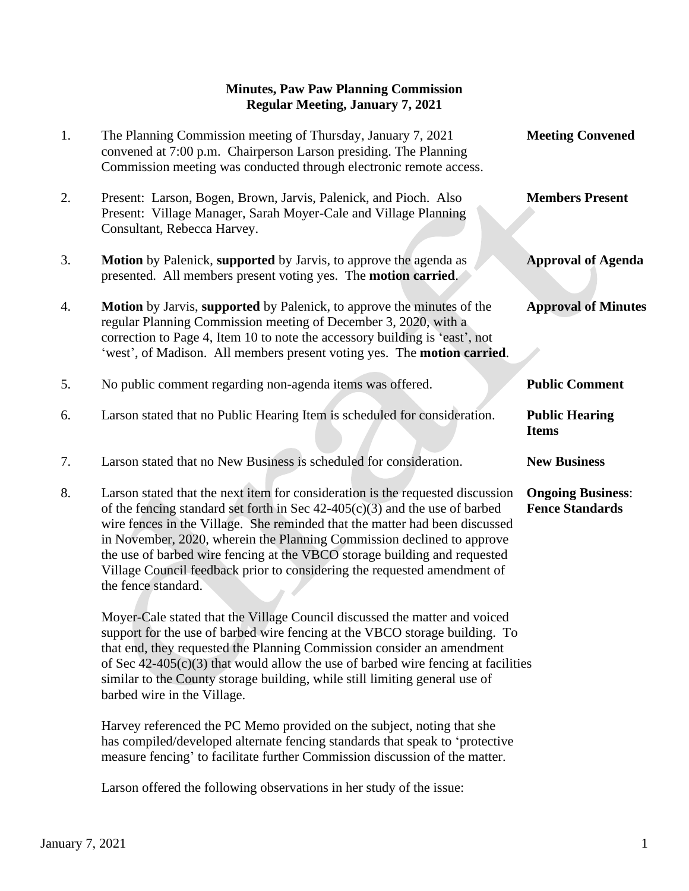**Minutes, Paw Paw Planning Commission**
**Regular Meeting, January 7, 2021**

1. The Planning Commission meeting of Thursday, January 7, 2021 convened at 7:00 p.m. Chairperson Larson presiding. The Planning Commission meeting was conducted through electronic remote access. **Meeting Convened**

2. Present: Larson, Bogen, Brown, Jarvis, Palenick, and Pioch. Also Present: Village Manager, Sarah Moyer-Cale and Village Planning Consultant, Rebecca Harvey. **Members Present**

3. **Motion** by Palenick, **supported** by Jarvis, to approve the agenda as presented. All members present voting yes. The **motion carried**. **Approval of Agenda**

4. **Motion** by Jarvis, **supported** by Palenick, to approve the minutes of the regular Planning Commission meeting of December 3, 2020, with a correction to Page 4, Item 10 to note the accessory building is 'east', not 'west', of Madison. All members present voting yes. The **motion carried**. **Approval of Minutes**

5. No public comment regarding non-agenda items was offered. **Public Comment**

6. Larson stated that no Public Hearing Item is scheduled for consideration. **Public Hearing Items**

7. Larson stated that no New Business is scheduled for consideration. **New Business**

8. Larson stated that the next item for consideration is the requested discussion of the fencing standard set forth in Sec 42-405(c)(3) and the use of barbed wire fences in the Village. She reminded that the matter had been discussed in November, 2020, wherein the Planning Commission declined to approve the use of barbed wire fencing at the VBCO storage building and requested Village Council feedback prior to considering the requested amendment of the fence standard. **Ongoing Business: Fence Standards**

   Moyer-Cale stated that the Village Council discussed the matter and voiced support for the use of barbed wire fencing at the VBCO storage building. To that end, they requested the Planning Commission consider an amendment of Sec 42-405(c)(3) that would allow the use of barbed wire fencing at facilities similar to the County storage building, while still limiting general use of barbed wire in the Village.

   Harvey referenced the PC Memo provided on the subject, noting that she has compiled/developed alternate fencing standards that speak to 'protective measure fencing' to facilitate further Commission discussion of the matter.

   Larson offered the following observations in her study of the issue: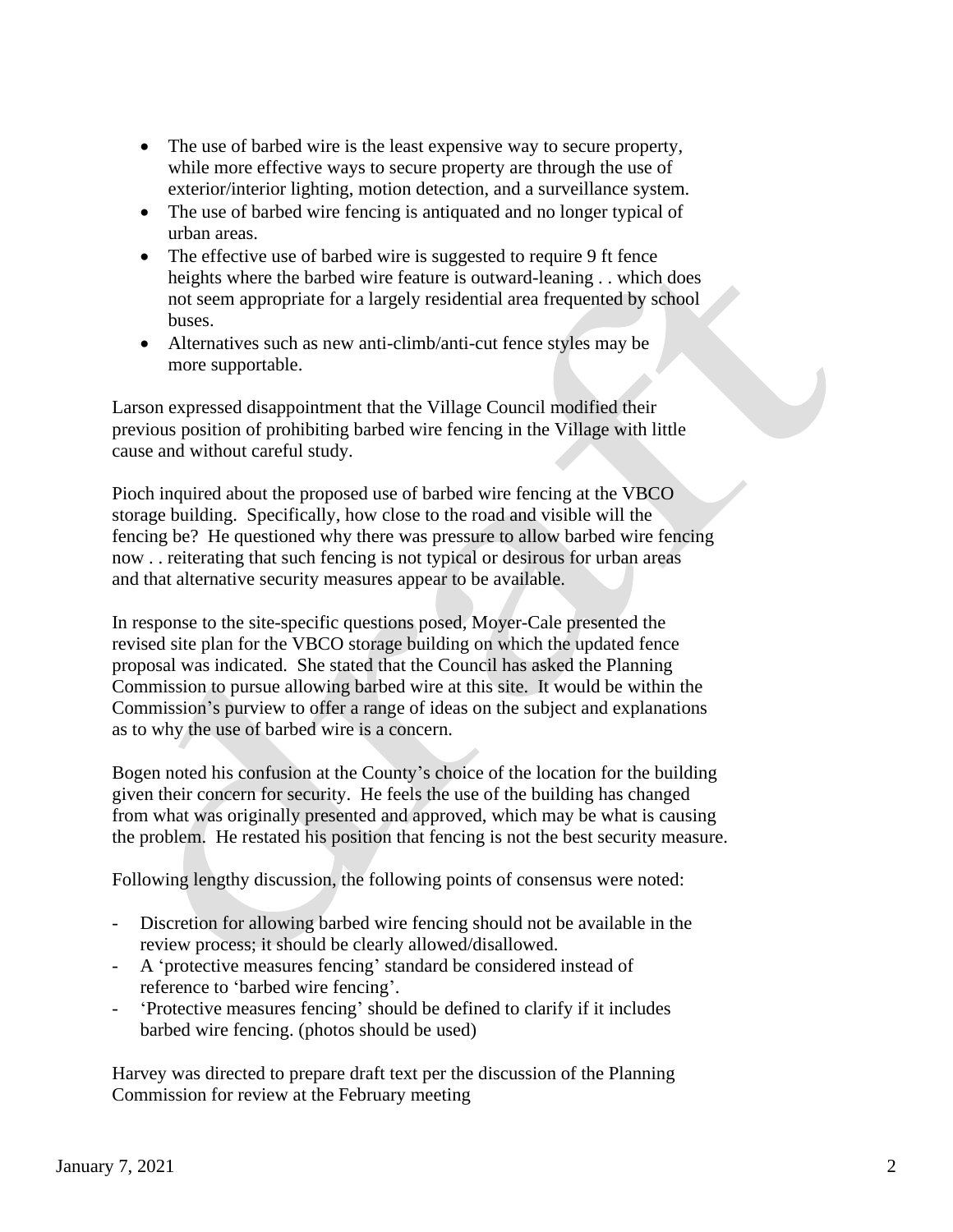- The use of barbed wire is the least expensive way to secure property, while more effective ways to secure property are through the use of exterior/interior lighting, motion detection, and a surveillance system.
- The use of barbed wire fencing is antiquated and no longer typical of urban areas.
- The effective use of barbed wire is suggested to require 9 ft fence heights where the barbed wire feature is outward-leaning . . which does not seem appropriate for a largely residential area frequented by school buses.
- Alternatives such as new anti-climb/anti-cut fence styles may be more supportable.

Larson expressed disappointment that the Village Council modified their previous position of prohibiting barbed wire fencing in the Village with little cause and without careful study.

Pioch inquired about the proposed use of barbed wire fencing at the VBCO storage building. Specifically, how close to the road and visible will the fencing be? He questioned why there was pressure to allow barbed wire fencing now . . reiterating that such fencing is not typical or desirous for urban areas and that alternative security measures appear to be available.

In response to the site-specific questions posed, Moyer-Cale presented the revised site plan for the VBCO storage building on which the updated fence proposal was indicated. She stated that the Council has asked the Planning Commission to pursue allowing barbed wire at this site. It would be within the Commission's purview to offer a range of ideas on the subject and explanations as to why the use of barbed wire is a concern.

Bogen noted his confusion at the County's choice of the location for the building given their concern for security. He feels the use of the building has changed from what was originally presented and approved, which may be what is causing the problem. He restated his position that fencing is not the best security measure.

Following lengthy discussion, the following points of consensus were noted:

- Discretion for allowing barbed wire fencing should not be available in the review process; it should be clearly allowed/disallowed.
- A 'protective measures fencing' standard be considered instead of reference to 'barbed wire fencing'.
- 'Protective measures fencing' should be defined to clarify if it includes barbed wire fencing. (photos should be used)

Harvey was directed to prepare draft text per the discussion of the Planning Commission for review at the February meeting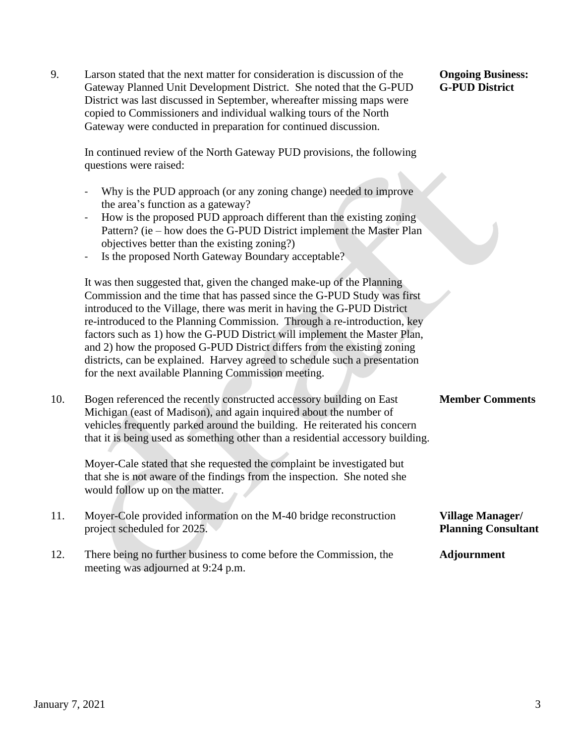9. Larson stated that the next matter for consideration is discussion of the Gateway Planned Unit Development District. She noted that the G-PUD District was last discussed in September, whereafter missing maps were copied to Commissioners and individual walking tours of the North Gateway were conducted in preparation for continued discussion.

**Ongoing Business: G-PUD District**

In continued review of the North Gateway PUD provisions, the following questions were raised:

- Why is the PUD approach (or any zoning change) needed to improve the area's function as a gateway?
- How is the proposed PUD approach different than the existing zoning Pattern? (ie – how does the G-PUD District implement the Master Plan objectives better than the existing zoning?)
- Is the proposed North Gateway Boundary acceptable?

It was then suggested that, given the changed make-up of the Planning Commission and the time that has passed since the G-PUD Study was first introduced to the Village, there was merit in having the G-PUD District re-introduced to the Planning Commission. Through a re-introduction, key factors such as 1) how the G-PUD District will implement the Master Plan, and 2) how the proposed G-PUD District differs from the existing zoning districts, can be explained. Harvey agreed to schedule such a presentation for the next available Planning Commission meeting.

10. Bogen referenced the recently constructed accessory building on East Michigan (east of Madison), and again inquired about the number of vehicles frequently parked around the building. He reiterated his concern that it is being used as something other than a residential accessory building.

**Member Comments**

Moyer-Cale stated that she requested the complaint be investigated but that she is not aware of the findings from the inspection. She noted she would follow up on the matter.

11. Moyer-Cole provided information on the M-40 bridge reconstruction project scheduled for 2025.

**Village Manager/ Planning Consultant**

12. There being no further business to come before the Commission, the meeting was adjourned at 9:24 p.m.

**Adjournment**

January 7, 2021